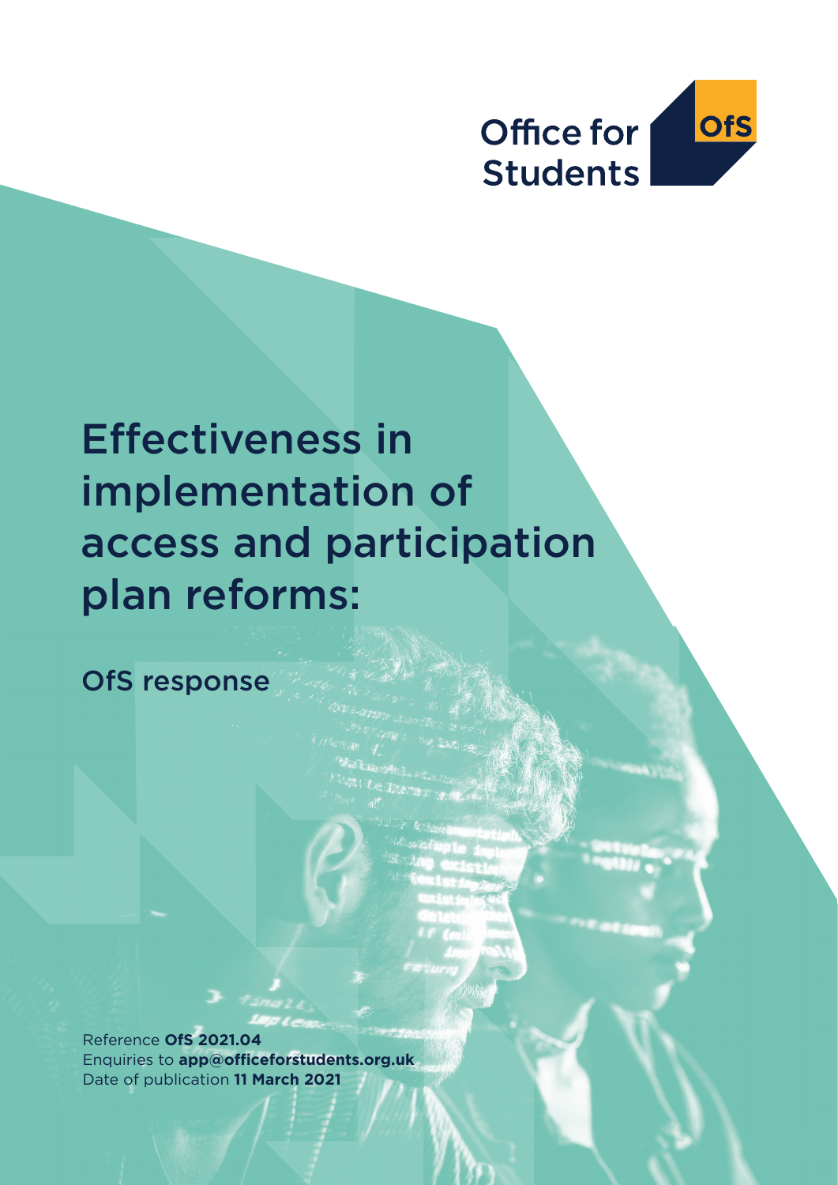Office for Students

OfS

# Effectiveness in implementation of access and participation plan reforms:

## OfS response

Reference **OfS 2021.04**
Enquiries to **app@officeforstudents.org.uk**
Date of publication **11 March 2021**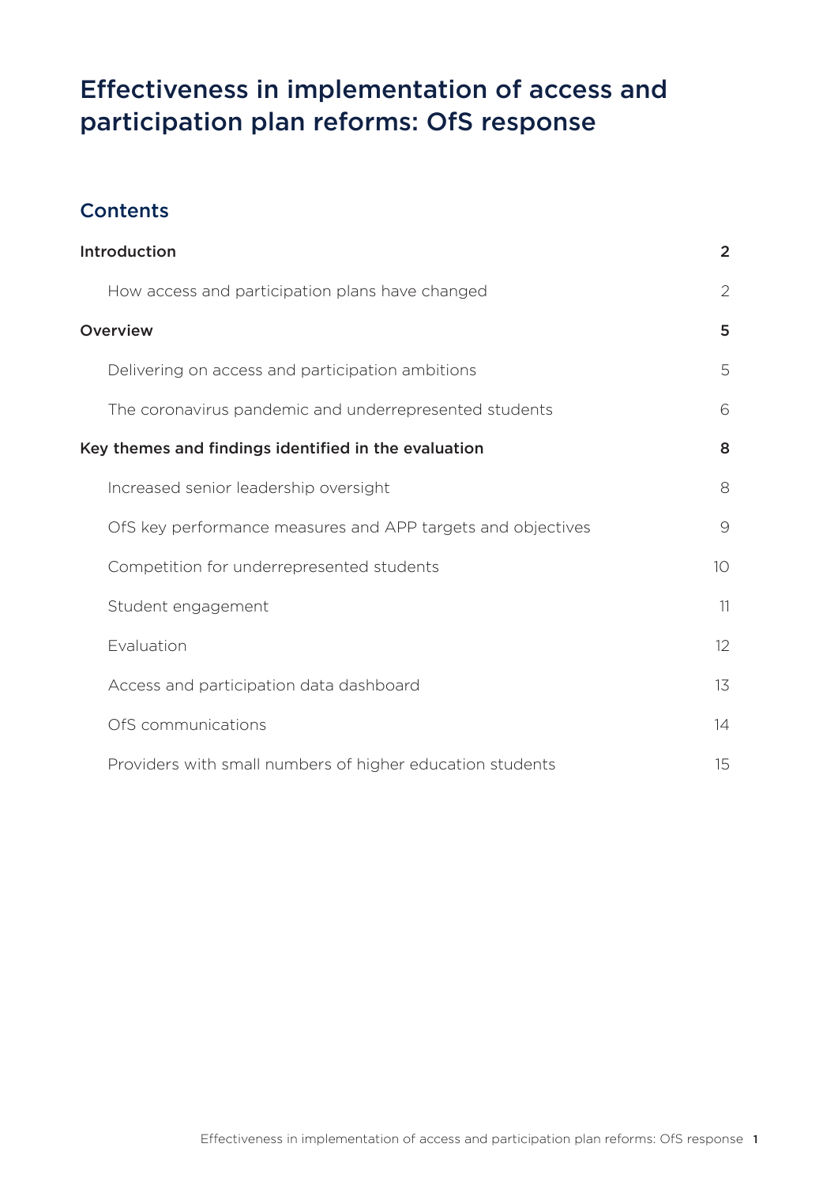# Effectiveness in implementation of access and participation plan reforms: OfS response

## Contents

| | |
|---|---|
| **Introduction** | **2** |
| How access and participation plans have changed | 2 |
| **Overview** | **5** |
| Delivering on access and participation ambitions | 5 |
| The coronavirus pandemic and underrepresented students | 6 |
| **Key themes and findings identified in the evaluation** | **8** |
| Increased senior leadership oversight | 8 |
| OfS key performance measures and APP targets and objectives | 9 |
| Competition for underrepresented students | 10 |
| Student engagement | 11 |
| Evaluation | 12 |
| Access and participation data dashboard | 13 |
| OfS communications | 14 |
| Providers with small numbers of higher education students | 15 |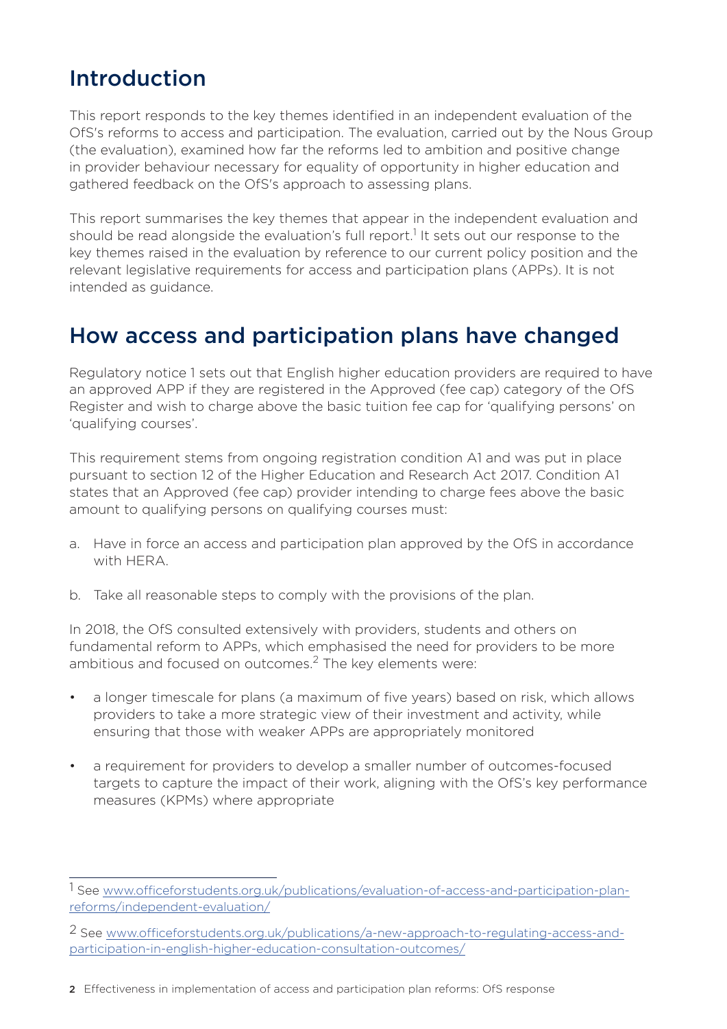## Introduction

This report responds to the key themes identified in an independent evaluation of the OfS's reforms to access and participation. The evaluation, carried out by the Nous Group (the evaluation), examined how far the reforms led to ambition and positive change in provider behaviour necessary for equality of opportunity in higher education and gathered feedback on the OfS's approach to assessing plans.

This report summarises the key themes that appear in the independent evaluation and should be read alongside the evaluation's full report.[1] It sets out our response to the key themes raised in the evaluation by reference to our current policy position and the relevant legislative requirements for access and participation plans (APPs). It is not intended as guidance.

## How access and participation plans have changed

Regulatory notice 1 sets out that English higher education providers are required to have an approved APP if they are registered in the Approved (fee cap) category of the OfS Register and wish to charge above the basic tuition fee cap for 'qualifying persons' on 'qualifying courses'.

This requirement stems from ongoing registration condition A1 and was put in place pursuant to section 12 of the Higher Education and Research Act 2017. Condition A1 states that an Approved (fee cap) provider intending to charge fees above the basic amount to qualifying persons on qualifying courses must:

a. Have in force an access and participation plan approved by the OfS in accordance with HERA.

b. Take all reasonable steps to comply with the provisions of the plan.

In 2018, the OfS consulted extensively with providers, students and others on fundamental reform to APPs, which emphasised the need for providers to be more ambitious and focused on outcomes.[2] The key elements were:

- a longer timescale for plans (a maximum of five years) based on risk, which allows providers to take a more strategic view of their investment and activity, while ensuring that those with weaker APPs are appropriately monitored
- a requirement for providers to develop a smaller number of outcomes-focused targets to capture the impact of their work, aligning with the OfS's key performance measures (KPMs) where appropriate

---

[1] See www.officeforstudents.org.uk/publications/evaluation-of-access-and-participation-plan-reforms/independent-evaluation/

[2] See www.officeforstudents.org.uk/publications/a-new-approach-to-regulating-access-and-participation-in-english-higher-education-consultation-outcomes/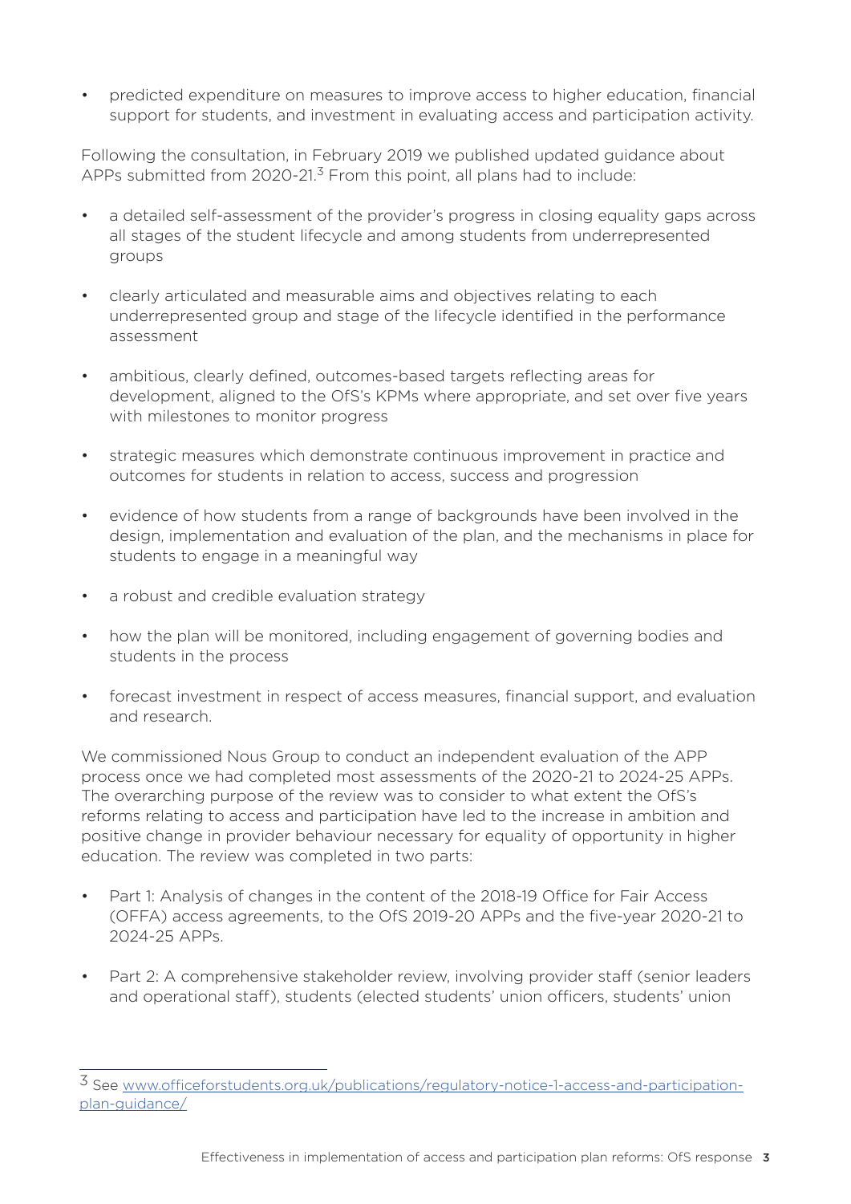- predicted expenditure on measures to improve access to higher education, financial support for students, and investment in evaluating access and participation activity.

Following the consultation, in February 2019 we published updated guidance about APPs submitted from 2020-21.[3] From this point, all plans had to include:

- a detailed self-assessment of the provider's progress in closing equality gaps across all stages of the student lifecycle and among students from underrepresented groups
- clearly articulated and measurable aims and objectives relating to each underrepresented group and stage of the lifecycle identified in the performance assessment
- ambitious, clearly defined, outcomes-based targets reflecting areas for development, aligned to the OfS's KPMs where appropriate, and set over five years with milestones to monitor progress
- strategic measures which demonstrate continuous improvement in practice and outcomes for students in relation to access, success and progression
- evidence of how students from a range of backgrounds have been involved in the design, implementation and evaluation of the plan, and the mechanisms in place for students to engage in a meaningful way
- a robust and credible evaluation strategy
- how the plan will be monitored, including engagement of governing bodies and students in the process
- forecast investment in respect of access measures, financial support, and evaluation and research.

We commissioned Nous Group to conduct an independent evaluation of the APP process once we had completed most assessments of the 2020-21 to 2024-25 APPs. The overarching purpose of the review was to consider to what extent the OfS's reforms relating to access and participation have led to the increase in ambition and positive change in provider behaviour necessary for equality of opportunity in higher education. The review was completed in two parts:

- Part 1: Analysis of changes in the content of the 2018-19 Office for Fair Access (OFFA) access agreements, to the OfS 2019-20 APPs and the five-year 2020-21 to 2024-25 APPs.
- Part 2: A comprehensive stakeholder review, involving provider staff (senior leaders and operational staff), students (elected students' union officers, students' union

[3] See www.officeforstudents.org.uk/publications/regulatory-notice-1-access-and-participation-plan-guidance/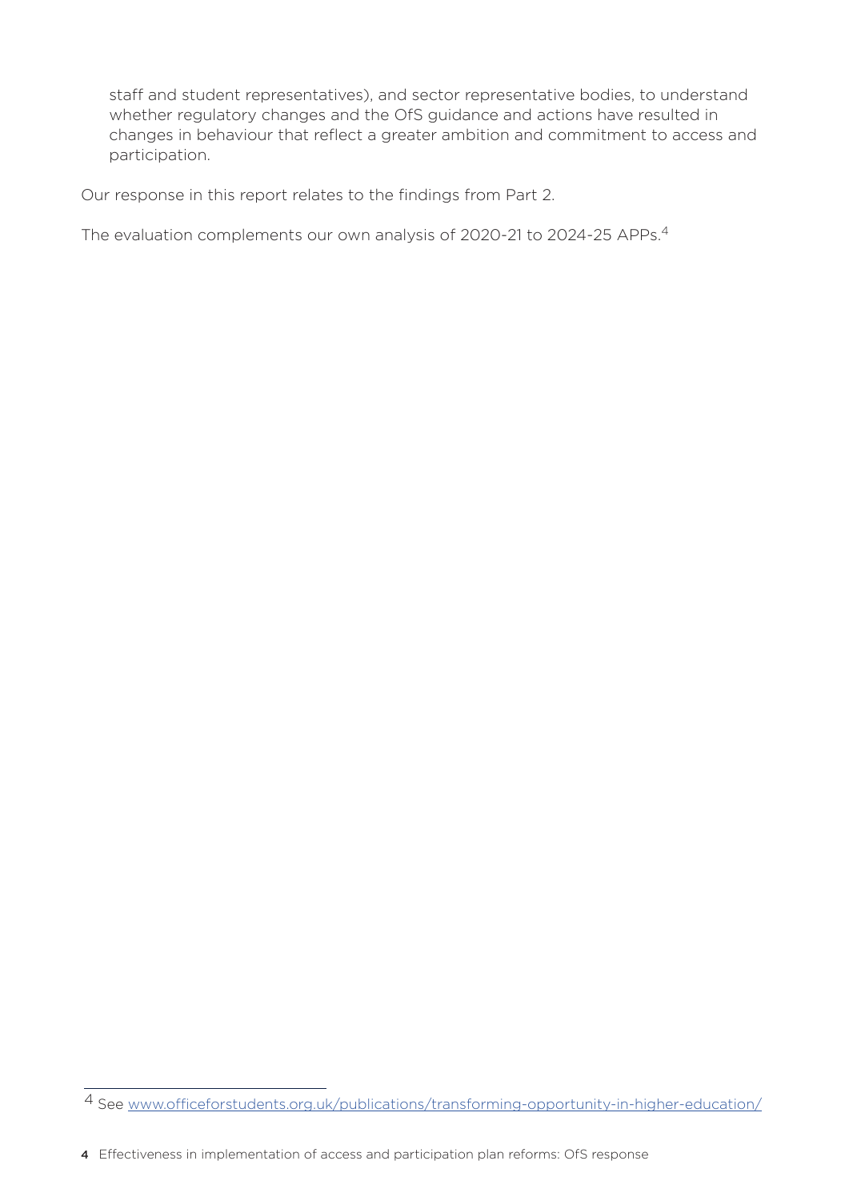staff and student representatives), and sector representative bodies, to understand whether regulatory changes and the OfS guidance and actions have resulted in changes in behaviour that reflect a greater ambition and commitment to access and participation.

Our response in this report relates to the findings from Part 2.

The evaluation complements our own analysis of 2020-21 to 2024-25 APPs.[4]

[4] See www.officeforstudents.org.uk/publications/transforming-opportunity-in-higher-education/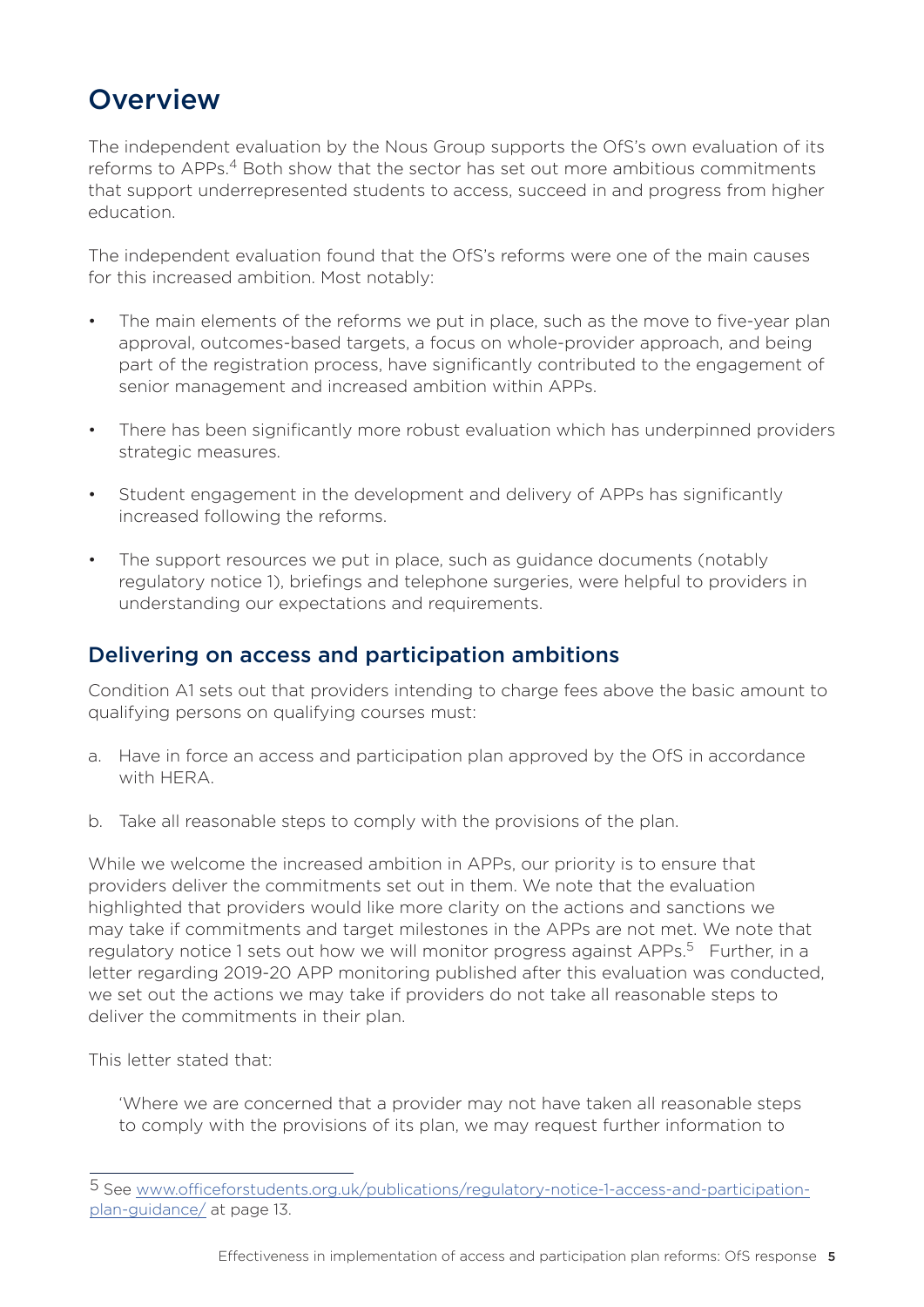# Overview

The independent evaluation by the Nous Group supports the OfS's own evaluation of its reforms to APPs.[4] Both show that the sector has set out more ambitious commitments that support underrepresented students to access, succeed in and progress from higher education.

The independent evaluation found that the OfS's reforms were one of the main causes for this increased ambition. Most notably:

- The main elements of the reforms we put in place, such as the move to five-year plan approval, outcomes-based targets, a focus on whole-provider approach, and being part of the registration process, have significantly contributed to the engagement of senior management and increased ambition within APPs.
- There has been significantly more robust evaluation which has underpinned providers strategic measures.
- Student engagement in the development and delivery of APPs has significantly increased following the reforms.
- The support resources we put in place, such as guidance documents (notably regulatory notice 1), briefings and telephone surgeries, were helpful to providers in understanding our expectations and requirements.

## Delivering on access and participation ambitions

Condition A1 sets out that providers intending to charge fees above the basic amount to qualifying persons on qualifying courses must:

a. Have in force an access and participation plan approved by the OfS in accordance with HERA.

b. Take all reasonable steps to comply with the provisions of the plan.

While we welcome the increased ambition in APPs, our priority is to ensure that providers deliver the commitments set out in them. We note that the evaluation highlighted that providers would like more clarity on the actions and sanctions we may take if commitments and target milestones in the APPs are not met. We note that regulatory notice 1 sets out how we will monitor progress against APPs.[5] Further, in a letter regarding 2019-20 APP monitoring published after this evaluation was conducted, we set out the actions we may take if providers do not take all reasonable steps to deliver the commitments in their plan.

This letter stated that:

> 'Where we are concerned that a provider may not have taken all reasonable steps to comply with the provisions of its plan, we may request further information to

---

[5] See www.officeforstudents.org.uk/publications/regulatory-notice-1-access-and-participation-plan-guidance/ at page 13.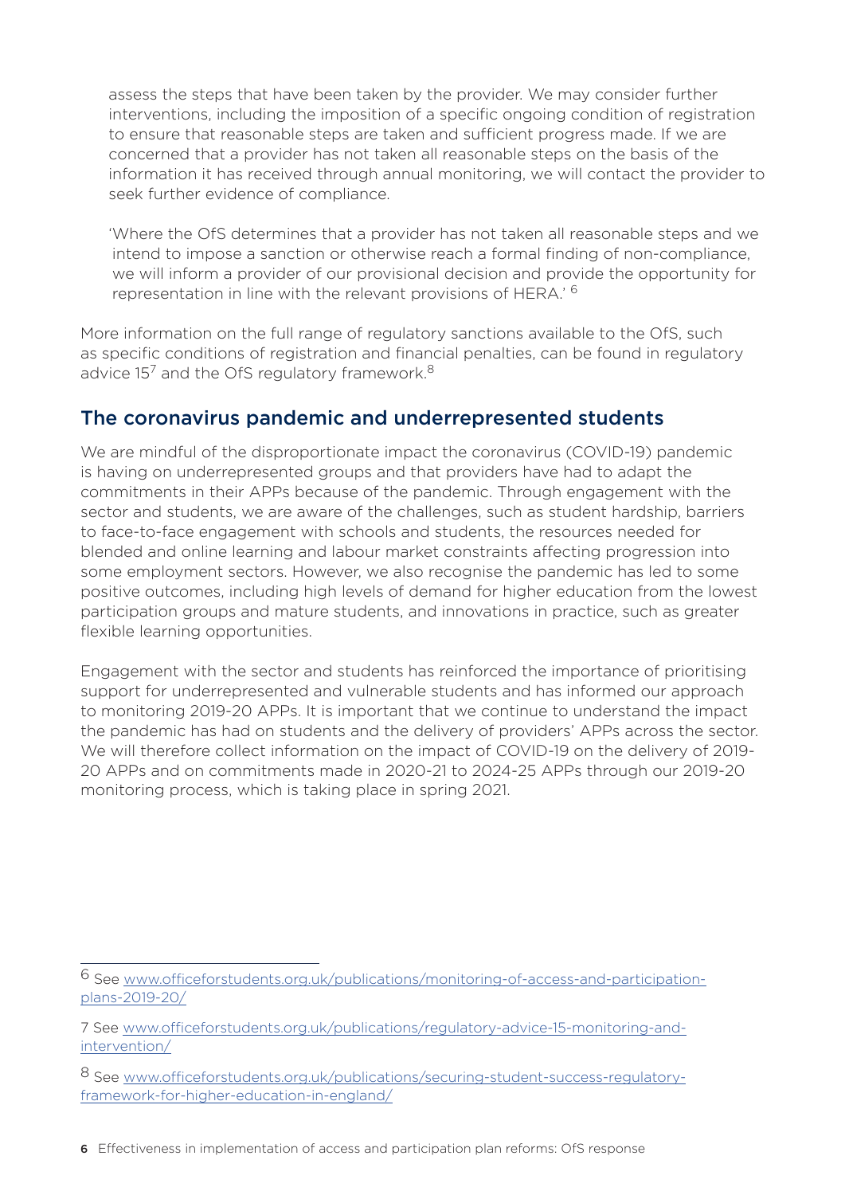assess the steps that have been taken by the provider. We may consider further interventions, including the imposition of a specific ongoing condition of registration to ensure that reasonable steps are taken and sufficient progress made. If we are concerned that a provider has not taken all reasonable steps on the basis of the information it has received through annual monitoring, we will contact the provider to seek further evidence of compliance.

'Where the OfS determines that a provider has not taken all reasonable steps and we intend to impose a sanction or otherwise reach a formal finding of non-compliance, we will inform a provider of our provisional decision and provide the opportunity for representation in line with the relevant provisions of HERA.' [6]

More information on the full range of regulatory sanctions available to the OfS, such as specific conditions of registration and financial penalties, can be found in regulatory advice 15[7] and the OfS regulatory framework.[8]

## The coronavirus pandemic and underrepresented students

We are mindful of the disproportionate impact the coronavirus (COVID-19) pandemic is having on underrepresented groups and that providers have had to adapt the commitments in their APPs because of the pandemic. Through engagement with the sector and students, we are aware of the challenges, such as student hardship, barriers to face-to-face engagement with schools and students, the resources needed for blended and online learning and labour market constraints affecting progression into some employment sectors. However, we also recognise the pandemic has led to some positive outcomes, including high levels of demand for higher education from the lowest participation groups and mature students, and innovations in practice, such as greater flexible learning opportunities.

Engagement with the sector and students has reinforced the importance of prioritising support for underrepresented and vulnerable students and has informed our approach to monitoring 2019-20 APPs. It is important that we continue to understand the impact the pandemic has had on students and the delivery of providers' APPs across the sector. We will therefore collect information on the impact of COVID-19 on the delivery of 2019-20 APPs and on commitments made in 2020-21 to 2024-25 APPs through our 2019-20 monitoring process, which is taking place in spring 2021.

---

6 See www.officeforstudents.org.uk/publications/monitoring-of-access-and-participation-plans-2019-20/

7 See www.officeforstudents.org.uk/publications/regulatory-advice-15-monitoring-and-intervention/

8 See www.officeforstudents.org.uk/publications/securing-student-success-regulatory-framework-for-higher-education-in-england/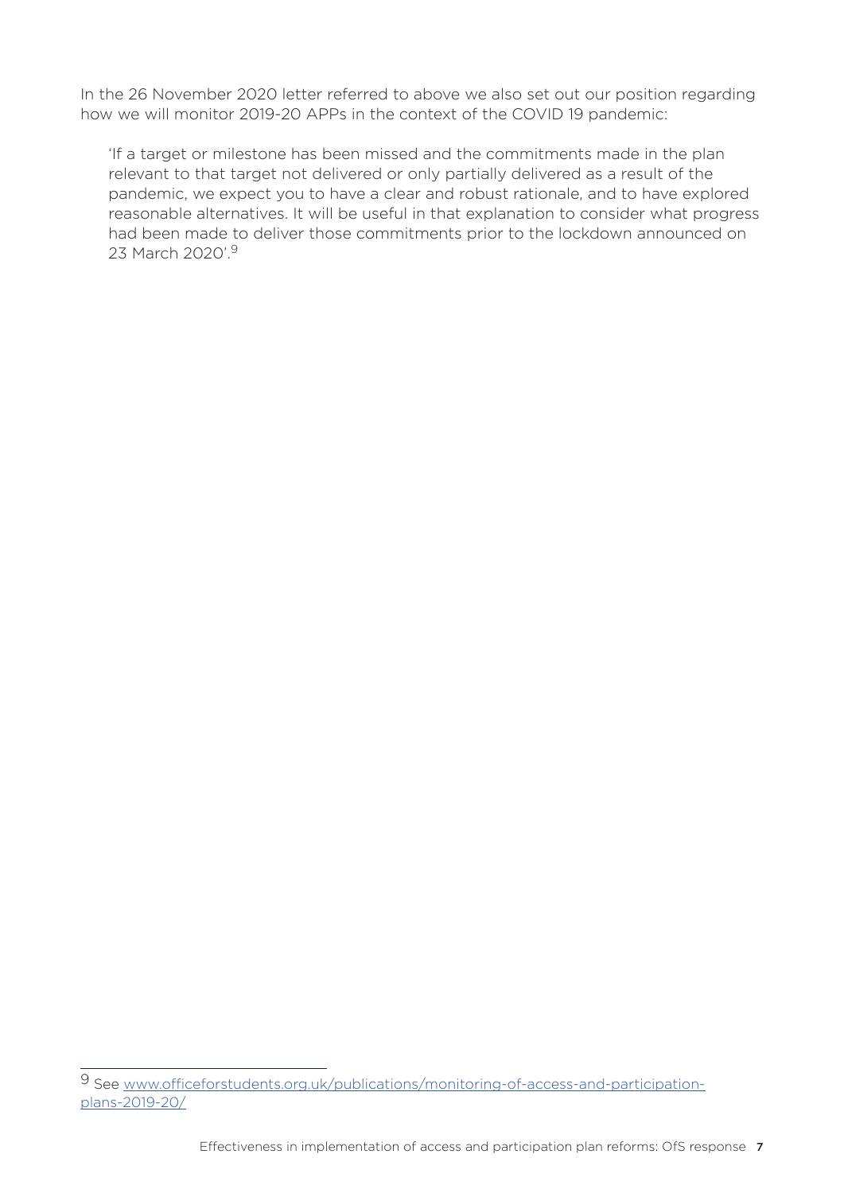In the 26 November 2020 letter referred to above we also set out our position regarding how we will monitor 2019-20 APPs in the context of the COVID 19 pandemic:

> 'If a target or milestone has been missed and the commitments made in the plan relevant to that target not delivered or only partially delivered as a result of the pandemic, we expect you to have a clear and robust rationale, and to have explored reasonable alternatives. It will be useful in that explanation to consider what progress had been made to deliver those commitments prior to the lockdown announced on 23 March 2020'.[9]

---

[9] See [www.officeforstudents.org.uk/publications/monitoring-of-access-and-participation-plans-2019-20/](www.officeforstudents.org.uk/publications/monitoring-of-access-and-participation-plans-2019-20/)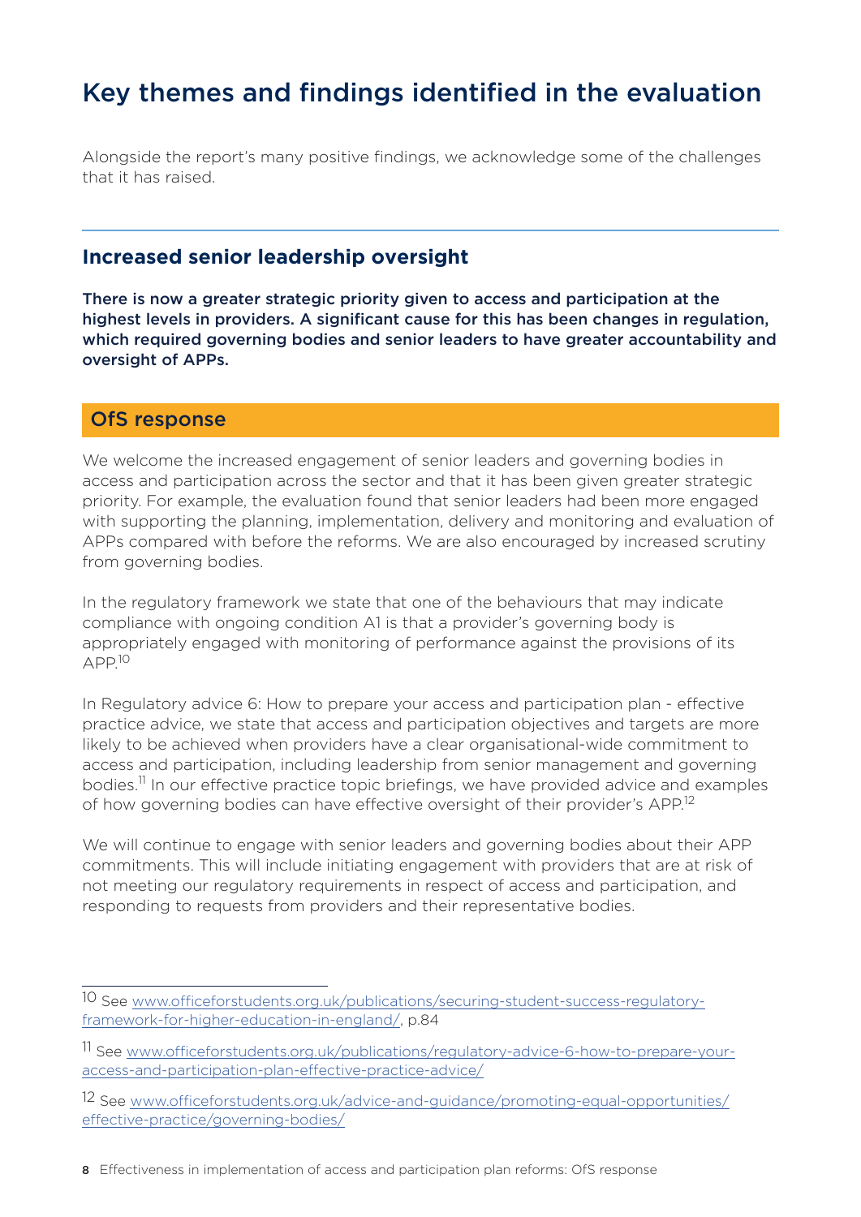# Key themes and findings identified in the evaluation

Alongside the report's many positive findings, we acknowledge some of the challenges that it has raised.

## Increased senior leadership oversight

**There is now a greater strategic priority given to access and participation at the highest levels in providers. A significant cause for this has been changes in regulation, which required governing bodies and senior leaders to have greater accountability and oversight of APPs.**

### OfS response

We welcome the increased engagement of senior leaders and governing bodies in access and participation across the sector and that it has been given greater strategic priority. For example, the evaluation found that senior leaders had been more engaged with supporting the planning, implementation, delivery and monitoring and evaluation of APPs compared with before the reforms. We are also encouraged by increased scrutiny from governing bodies.

In the regulatory framework we state that one of the behaviours that may indicate compliance with ongoing condition A1 is that a provider's governing body is appropriately engaged with monitoring of performance against the provisions of its APP.[10]

In Regulatory advice 6: How to prepare your access and participation plan - effective practice advice, we state that access and participation objectives and targets are more likely to be achieved when providers have a clear organisational-wide commitment to access and participation, including leadership from senior management and governing bodies.[11] In our effective practice topic briefings, we have provided advice and examples of how governing bodies can have effective oversight of their provider's APP.[12]

We will continue to engage with senior leaders and governing bodies about their APP commitments. This will include initiating engagement with providers that are at risk of not meeting our regulatory requirements in respect of access and participation, and responding to requests from providers and their representative bodies.

---

[10] See www.officeforstudents.org.uk/publications/securing-student-success-regulatory-framework-for-higher-education-in-england/, p.84

[11] See www.officeforstudents.org.uk/publications/regulatory-advice-6-how-to-prepare-your-access-and-participation-plan-effective-practice-advice/

[12] See www.officeforstudents.org.uk/advice-and-guidance/promoting-equal-opportunities/effective-practice/governing-bodies/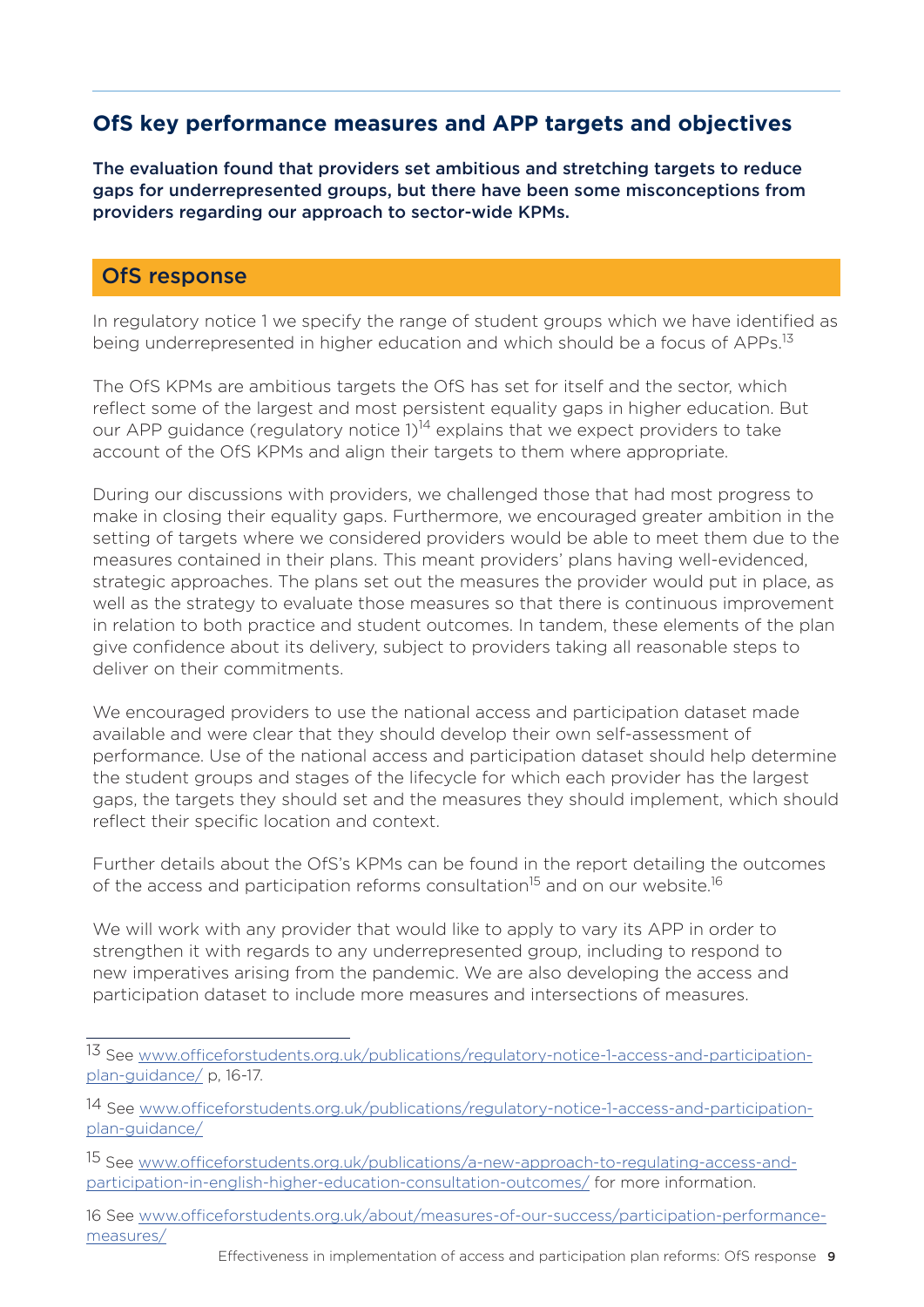## OfS key performance measures and APP targets and objectives

**The evaluation found that providers set ambitious and stretching targets to reduce gaps for underrepresented groups, but there have been some misconceptions from providers regarding our approach to sector-wide KPMs.**

### OfS response

In regulatory notice 1 we specify the range of student groups which we have identified as being underrepresented in higher education and which should be a focus of APPs.[13]

The OfS KPMs are ambitious targets the OfS has set for itself and the sector, which reflect some of the largest and most persistent equality gaps in higher education. But our APP guidance (regulatory notice 1)[14] explains that we expect providers to take account of the OfS KPMs and align their targets to them where appropriate.

During our discussions with providers, we challenged those that had most progress to make in closing their equality gaps. Furthermore, we encouraged greater ambition in the setting of targets where we considered providers would be able to meet them due to the measures contained in their plans. This meant providers' plans having well-evidenced, strategic approaches. The plans set out the measures the provider would put in place, as well as the strategy to evaluate those measures so that there is continuous improvement in relation to both practice and student outcomes. In tandem, these elements of the plan give confidence about its delivery, subject to providers taking all reasonable steps to deliver on their commitments.

We encouraged providers to use the national access and participation dataset made available and were clear that they should develop their own self-assessment of performance. Use of the national access and participation dataset should help determine the student groups and stages of the lifecycle for which each provider has the largest gaps, the targets they should set and the measures they should implement, which should reflect their specific location and context.

Further details about the OfS's KPMs can be found in the report detailing the outcomes of the access and participation reforms consultation[15] and on our website.[16]

We will work with any provider that would like to apply to vary its APP in order to strengthen it with regards to any underrepresented group, including to respond to new imperatives arising from the pandemic. We are also developing the access and participation dataset to include more measures and intersections of measures.

---

13 See www.officeforstudents.org.uk/publications/regulatory-notice-1-access-and-participation-plan-guidance/ p, 16-17.

14 See www.officeforstudents.org.uk/publications/regulatory-notice-1-access-and-participation-plan-guidance/

15 See www.officeforstudents.org.uk/publications/a-new-approach-to-regulating-access-and-participation-in-english-higher-education-consultation-outcomes/ for more information.

16 See www.officeforstudents.org.uk/about/measures-of-our-success/participation-performance-measures/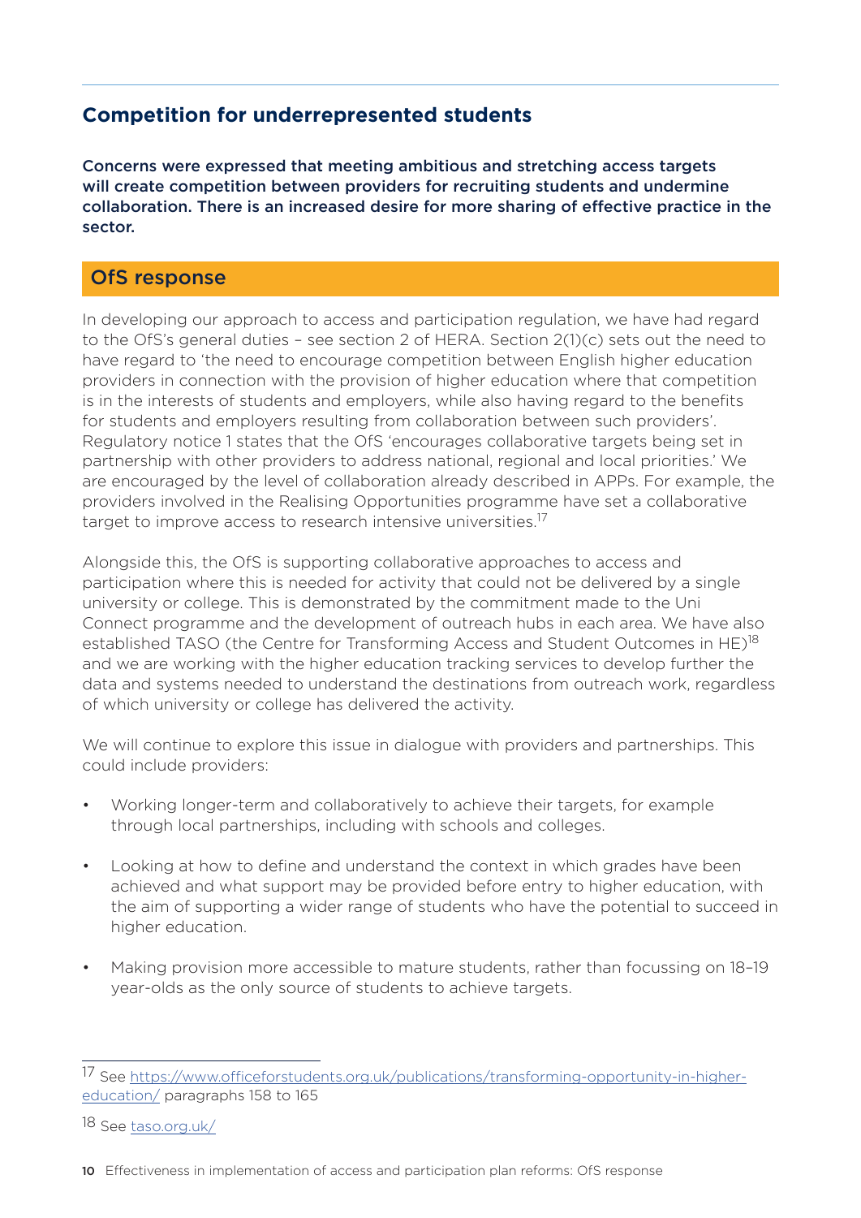## Competition for underrepresented students

**Concerns were expressed that meeting ambitious and stretching access targets will create competition between providers for recruiting students and undermine collaboration. There is an increased desire for more sharing of effective practice in the sector.**

### OfS response

In developing our approach to access and participation regulation, we have had regard to the OfS's general duties – see section 2 of HERA. Section 2(1)(c) sets out the need to have regard to 'the need to encourage competition between English higher education providers in connection with the provision of higher education where that competition is in the interests of students and employers, while also having regard to the benefits for students and employers resulting from collaboration between such providers'. Regulatory notice 1 states that the OfS 'encourages collaborative targets being set in partnership with other providers to address national, regional and local priorities.' We are encouraged by the level of collaboration already described in APPs. For example, the providers involved in the Realising Opportunities programme have set a collaborative target to improve access to research intensive universities.[17]

Alongside this, the OfS is supporting collaborative approaches to access and participation where this is needed for activity that could not be delivered by a single university or college. This is demonstrated by the commitment made to the Uni Connect programme and the development of outreach hubs in each area. We have also established TASO (the Centre for Transforming Access and Student Outcomes in HE)[18] and we are working with the higher education tracking services to develop further the data and systems needed to understand the destinations from outreach work, regardless of which university or college has delivered the activity.

We will continue to explore this issue in dialogue with providers and partnerships. This could include providers:

- Working longer-term and collaboratively to achieve their targets, for example through local partnerships, including with schools and colleges.
- Looking at how to define and understand the context in which grades have been achieved and what support may be provided before entry to higher education, with the aim of supporting a wider range of students who have the potential to succeed in higher education.
- Making provision more accessible to mature students, rather than focussing on 18–19 year-olds as the only source of students to achieve targets.

---

[17] See https://www.officeforstudents.org.uk/publications/transforming-opportunity-in-higher-education/ paragraphs 158 to 165

[18] See taso.org.uk/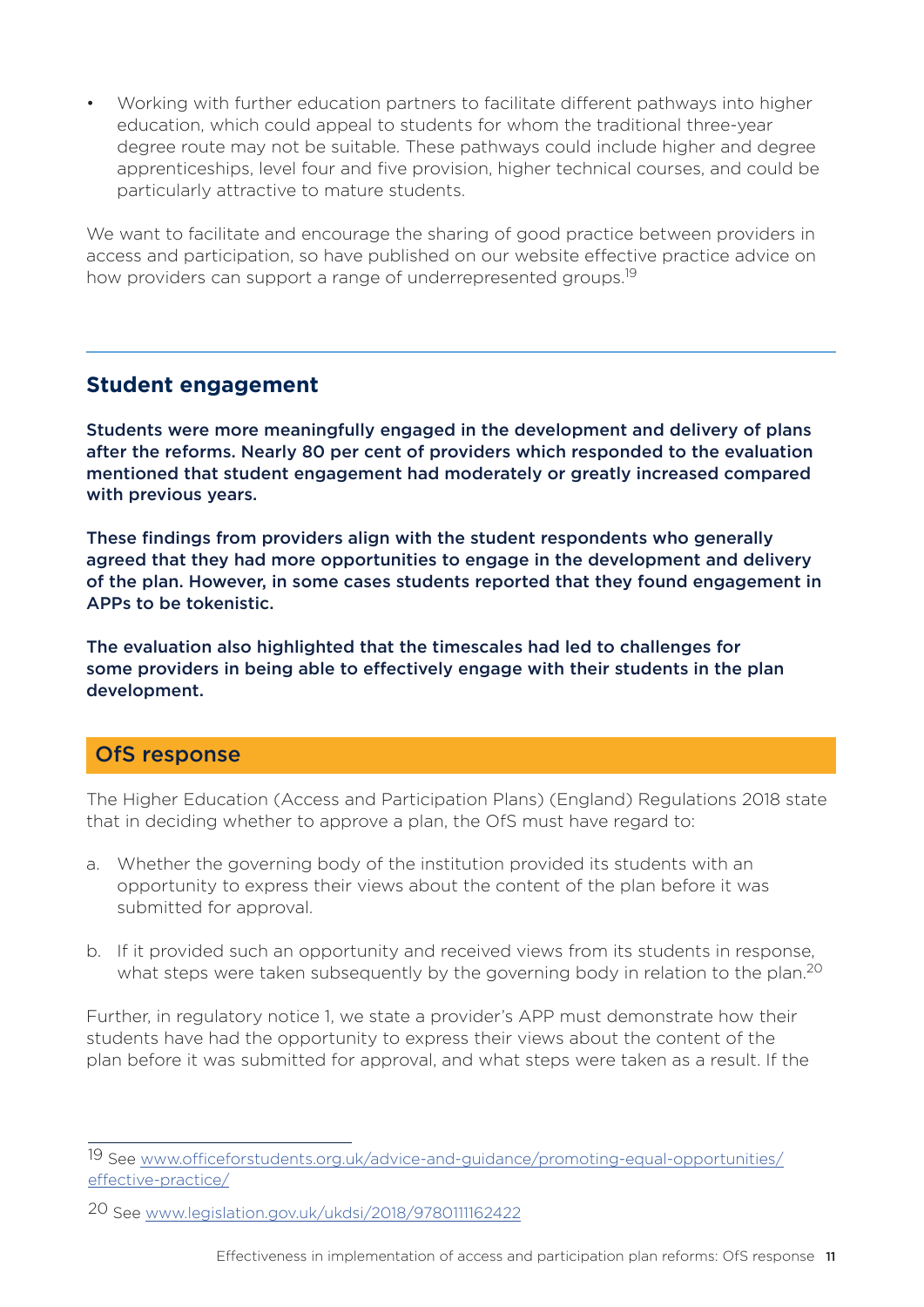- Working with further education partners to facilitate different pathways into higher education, which could appeal to students for whom the traditional three-year degree route may not be suitable. These pathways could include higher and degree apprenticeships, level four and five provision, higher technical courses, and could be particularly attractive to mature students.

We want to facilitate and encourage the sharing of good practice between providers in access and participation, so have published on our website effective practice advice on how providers can support a range of underrepresented groups.[19]

## Student engagement

**Students were more meaningfully engaged in the development and delivery of plans after the reforms. Nearly 80 per cent of providers which responded to the evaluation mentioned that student engagement had moderately or greatly increased compared with previous years.**

**These findings from providers align with the student respondents who generally agreed that they had more opportunities to engage in the development and delivery of the plan. However, in some cases students reported that they found engagement in APPs to be tokenistic.**

**The evaluation also highlighted that the timescales had led to challenges for some providers in being able to effectively engage with their students in the plan development.**

## OfS response

The Higher Education (Access and Participation Plans) (England) Regulations 2018 state that in deciding whether to approve a plan, the OfS must have regard to:

a. Whether the governing body of the institution provided its students with an opportunity to express their views about the content of the plan before it was submitted for approval.

b. If it provided such an opportunity and received views from its students in response, what steps were taken subsequently by the governing body in relation to the plan.[20]

Further, in regulatory notice 1, we state a provider's APP must demonstrate how their students have had the opportunity to express their views about the content of the plan before it was submitted for approval, and what steps were taken as a result. If the

---

[19] See www.officeforstudents.org.uk/advice-and-guidance/promoting-equal-opportunities/effective-practice/

[20] See www.legislation.gov.uk/ukdsi/2018/9780111162422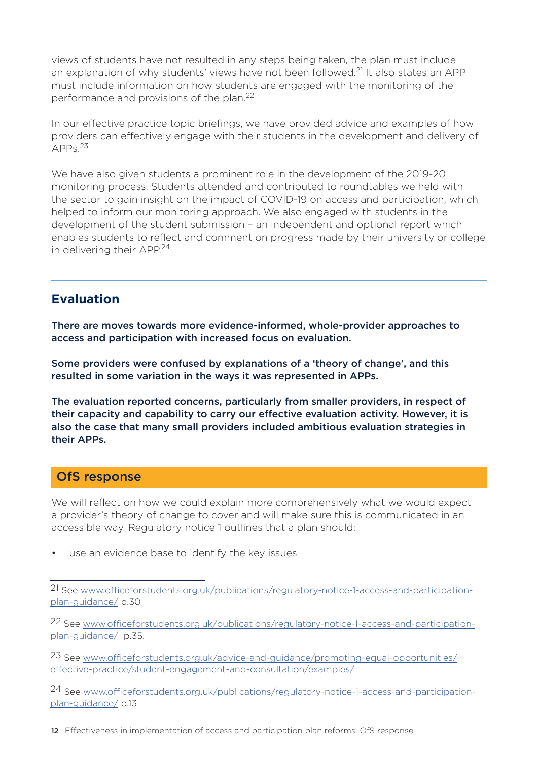views of students have not resulted in any steps being taken, the plan must include an explanation of why students' views have not been followed.[21] It also states an APP must include information on how students are engaged with the monitoring of the performance and provisions of the plan.[22]

In our effective practice topic briefings, we have provided advice and examples of how providers can effectively engage with their students in the development and delivery of APPs.[23]

We have also given students a prominent role in the development of the 2019-20 monitoring process. Students attended and contributed to roundtables we held with the sector to gain insight on the impact of COVID-19 on access and participation, which helped to inform our monitoring approach. We also engaged with students in the development of the student submission – an independent and optional report which enables students to reflect and comment on progress made by their university or college in delivering their APP.[24]

---

## Evaluation

**There are moves towards more evidence-informed, whole-provider approaches to access and participation with increased focus on evaluation.**

**Some providers were confused by explanations of a 'theory of change', and this resulted in some variation in the ways it was represented in APPs.**

**The evaluation reported concerns, particularly from smaller providers, in respect of their capacity and capability to carry our effective evaluation activity. However, it is also the case that many small providers included ambitious evaluation strategies in their APPs.**

### OfS response

We will reflect on how we could explain more comprehensively what we would expect a provider's theory of change to cover and will make sure this is communicated in an accessible way. Regulatory notice 1 outlines that a plan should:

- use an evidence base to identify the key issues

---

[21] See www.officeforstudents.org.uk/publications/regulatory-notice-1-access-and-participation-plan-guidance/ p.30

[22] See www.officeforstudents.org.uk/publications/regulatory-notice-1-access-and-participation-plan-guidance/ p.35.

[23] See www.officeforstudents.org.uk/advice-and-guidance/promoting-equal-opportunities/effective-practice/student-engagement-and-consultation/examples/

[24] See www.officeforstudents.org.uk/publications/regulatory-notice-1-access-and-participation-plan-guidance/ p.13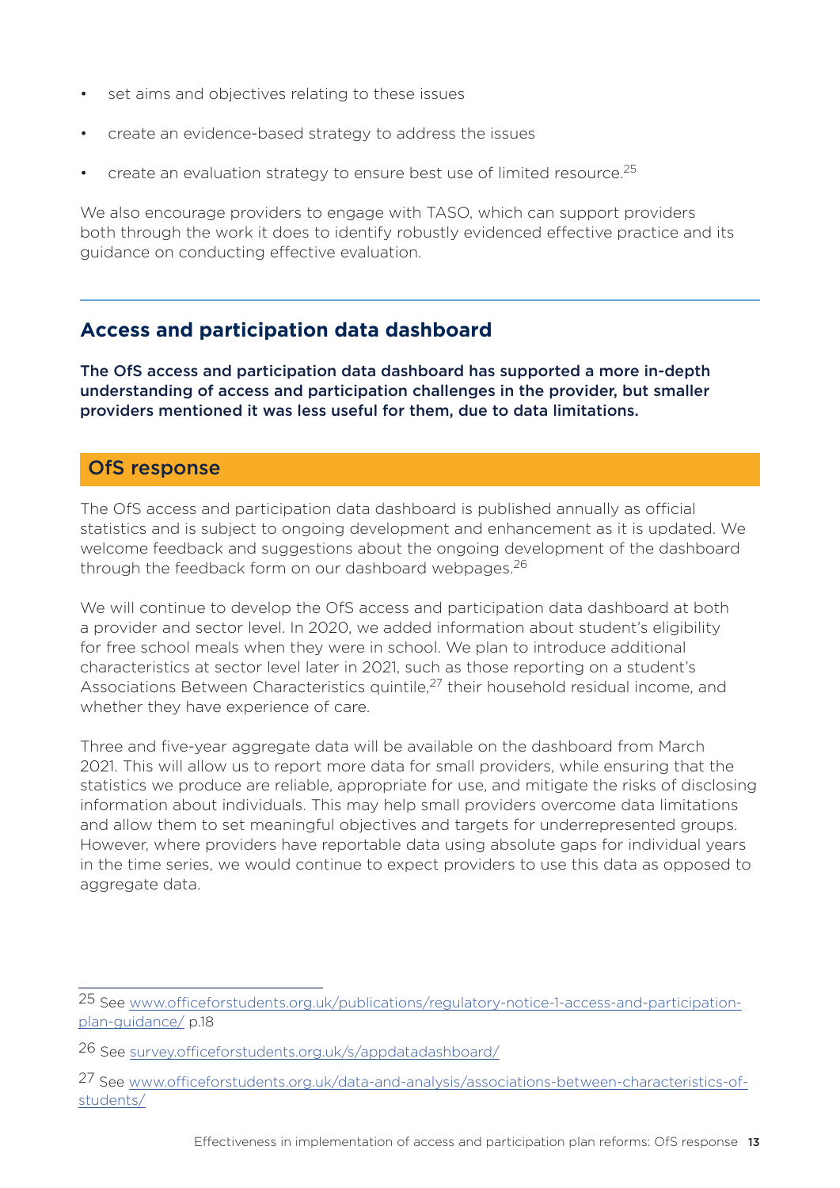- set aims and objectives relating to these issues
- create an evidence-based strategy to address the issues
- create an evaluation strategy to ensure best use of limited resource.[25]

We also encourage providers to engage with TASO, which can support providers both through the work it does to identify robustly evidenced effective practice and its guidance on conducting effective evaluation.

## Access and participation data dashboard

**The OfS access and participation data dashboard has supported a more in-depth understanding of access and participation challenges in the provider, but smaller providers mentioned it was less useful for them, due to data limitations.**

### OfS response

The OfS access and participation data dashboard is published annually as official statistics and is subject to ongoing development and enhancement as it is updated. We welcome feedback and suggestions about the ongoing development of the dashboard through the feedback form on our dashboard webpages.[26]

We will continue to develop the OfS access and participation data dashboard at both a provider and sector level. In 2020, we added information about student's eligibility for free school meals when they were in school. We plan to introduce additional characteristics at sector level later in 2021, such as those reporting on a student's Associations Between Characteristics quintile,[27] their household residual income, and whether they have experience of care.

Three and five-year aggregate data will be available on the dashboard from March 2021. This will allow us to report more data for small providers, while ensuring that the statistics we produce are reliable, appropriate for use, and mitigate the risks of disclosing information about individuals. This may help small providers overcome data limitations and allow them to set meaningful objectives and targets for underrepresented groups. However, where providers have reportable data using absolute gaps for individual years in the time series, we would continue to expect providers to use this data as opposed to aggregate data.

---

25 See www.officeforstudents.org.uk/publications/regulatory-notice-1-access-and-participation-plan-guidance/ p.18

26 See survey.officeforstudents.org.uk/s/appdatadashboard/

27 See www.officeforstudents.org.uk/data-and-analysis/associations-between-characteristics-of-students/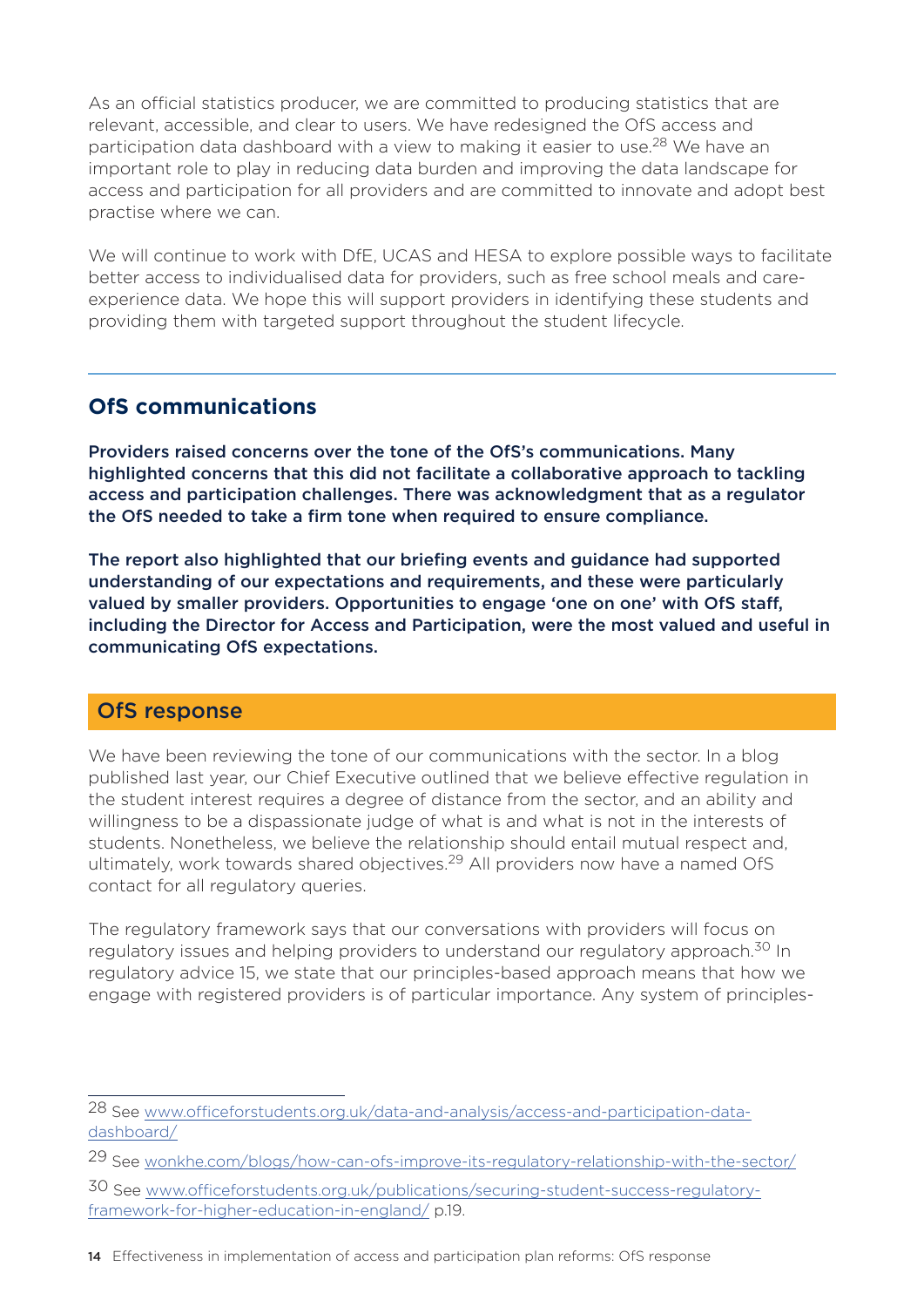As an official statistics producer, we are committed to producing statistics that are relevant, accessible, and clear to users. We have redesigned the OfS access and participation data dashboard with a view to making it easier to use.[28] We have an important role to play in reducing data burden and improving the data landscape for access and participation for all providers and are committed to innovate and adopt best practise where we can.

We will continue to work with DfE, UCAS and HESA to explore possible ways to facilitate better access to individualised data for providers, such as free school meals and care-experience data. We hope this will support providers in identifying these students and providing them with targeted support throughout the student lifecycle.

## OfS communications

**Providers raised concerns over the tone of the OfS's communications. Many highlighted concerns that this did not facilitate a collaborative approach to tackling access and participation challenges. There was acknowledgment that as a regulator the OfS needed to take a firm tone when required to ensure compliance.**

**The report also highlighted that our briefing events and guidance had supported understanding of our expectations and requirements, and these were particularly valued by smaller providers. Opportunities to engage 'one on one' with OfS staff, including the Director for Access and Participation, were the most valued and useful in communicating OfS expectations.**

### OfS response

We have been reviewing the tone of our communications with the sector. In a blog published last year, our Chief Executive outlined that we believe effective regulation in the student interest requires a degree of distance from the sector, and an ability and willingness to be a dispassionate judge of what is and what is not in the interests of students. Nonetheless, we believe the relationship should entail mutual respect and, ultimately, work towards shared objectives.[29] All providers now have a named OfS contact for all regulatory queries.

The regulatory framework says that our conversations with providers will focus on regulatory issues and helping providers to understand our regulatory approach.[30] In regulatory advice 15, we state that our principles-based approach means that how we engage with registered providers is of particular importance. Any system of principles-

---

[28] See www.officeforstudents.org.uk/data-and-analysis/access-and-participation-data-dashboard/

[29] See wonkhe.com/blogs/how-can-ofs-improve-its-regulatory-relationship-with-the-sector/

[30] See www.officeforstudents.org.uk/publications/securing-student-success-regulatory-framework-for-higher-education-in-england/ p.19.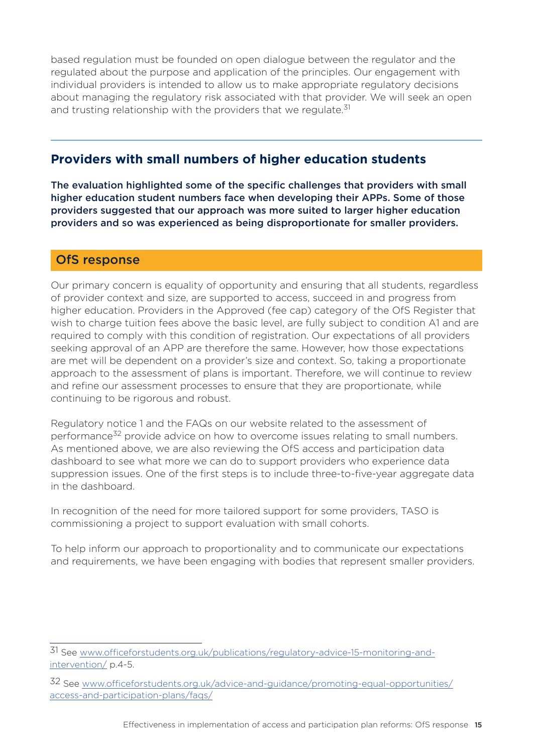based regulation must be founded on open dialogue between the regulator and the regulated about the purpose and application of the principles. Our engagement with individual providers is intended to allow us to make appropriate regulatory decisions about managing the regulatory risk associated with that provider. We will seek an open and trusting relationship with the providers that we regulate.[31]

---

## Providers with small numbers of higher education students

**The evaluation highlighted some of the specific challenges that providers with small higher education student numbers face when developing their APPs. Some of those providers suggested that our approach was more suited to larger higher education providers and so was experienced as being disproportionate for smaller providers.**

### OfS response

Our primary concern is equality of opportunity and ensuring that all students, regardless of provider context and size, are supported to access, succeed in and progress from higher education. Providers in the Approved (fee cap) category of the OfS Register that wish to charge tuition fees above the basic level, are fully subject to condition A1 and are required to comply with this condition of registration. Our expectations of all providers seeking approval of an APP are therefore the same. However, how those expectations are met will be dependent on a provider's size and context. So, taking a proportionate approach to the assessment of plans is important. Therefore, we will continue to review and refine our assessment processes to ensure that they are proportionate, while continuing to be rigorous and robust.

Regulatory notice 1 and the FAQs on our website related to the assessment of performance[32] provide advice on how to overcome issues relating to small numbers. As mentioned above, we are also reviewing the OfS access and participation data dashboard to see what more we can do to support providers who experience data suppression issues. One of the first steps is to include three-to-five-year aggregate data in the dashboard.

In recognition of the need for more tailored support for some providers, TASO is commissioning a project to support evaluation with small cohorts.

To help inform our approach to proportionality and to communicate our expectations and requirements, we have been engaging with bodies that represent smaller providers.

---

[31] See www.officeforstudents.org.uk/publications/regulatory-advice-15-monitoring-and-intervention/ p.4-5.

[32] See www.officeforstudents.org.uk/advice-and-guidance/promoting-equal-opportunities/access-and-participation-plans/faqs/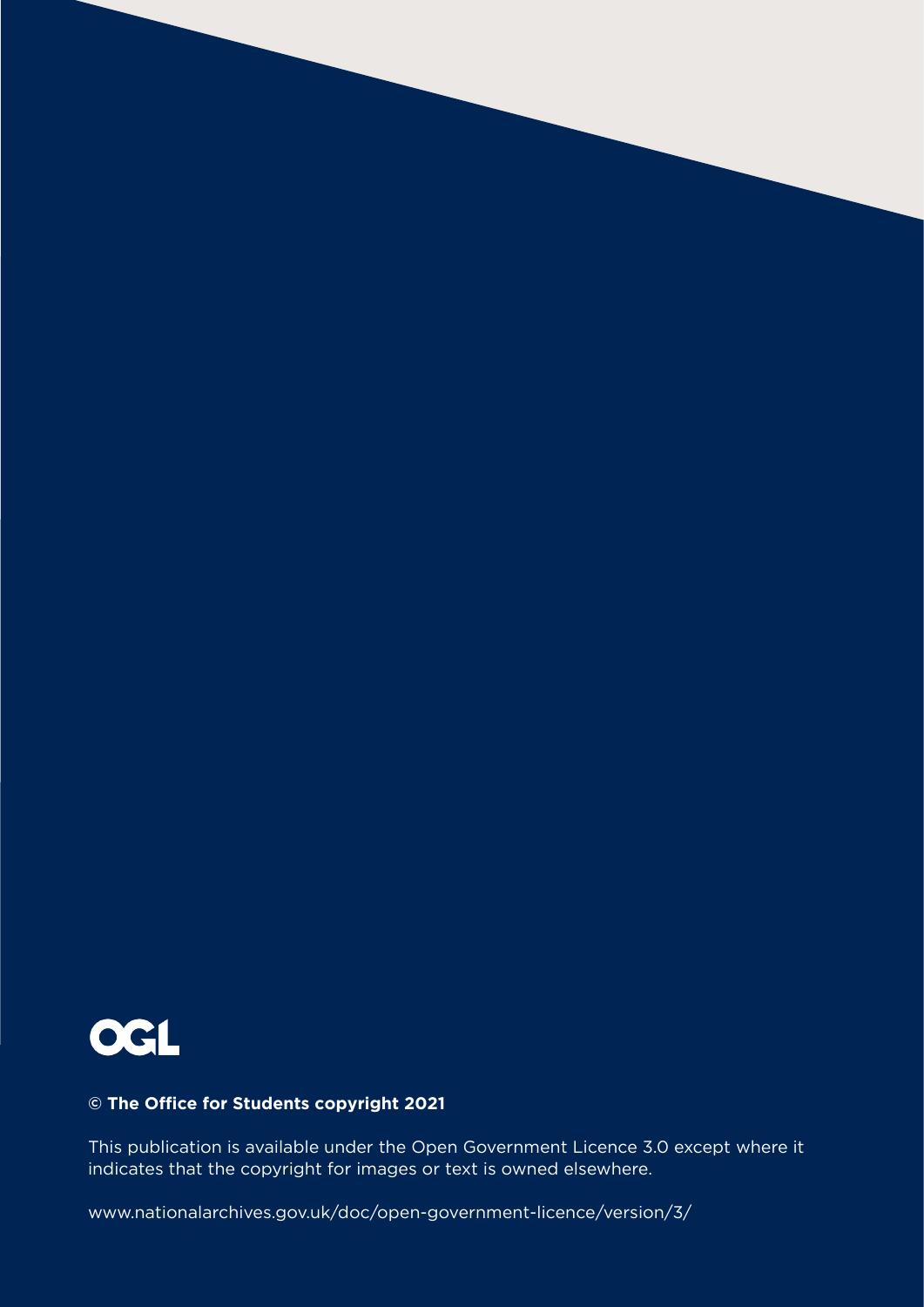OGL

**© The Office for Students copyright 2021**

This publication is available under the Open Government Licence 3.0 except where it indicates that the copyright for images or text is owned elsewhere.

www.nationalarchives.gov.uk/doc/open-government-licence/version/3/